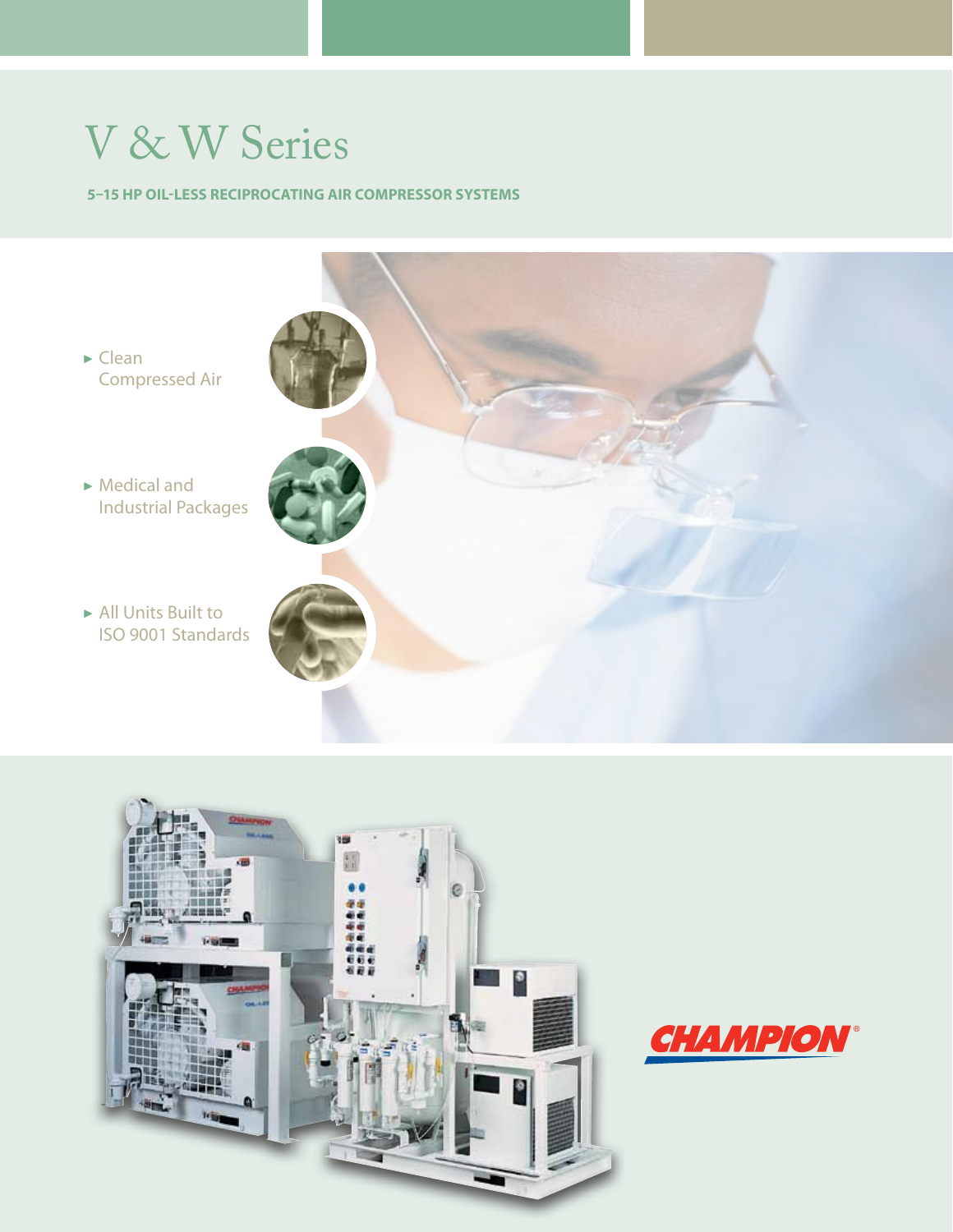# V & W Series

**5–15 HP OIL-LESS RECIPROCATING AIR COMPRESSOR SYSTEMS**

- Clean Compressed Air
- Medical and Industrial Packages
- All Units Built to ISO 9001 Standards

CHAMPION®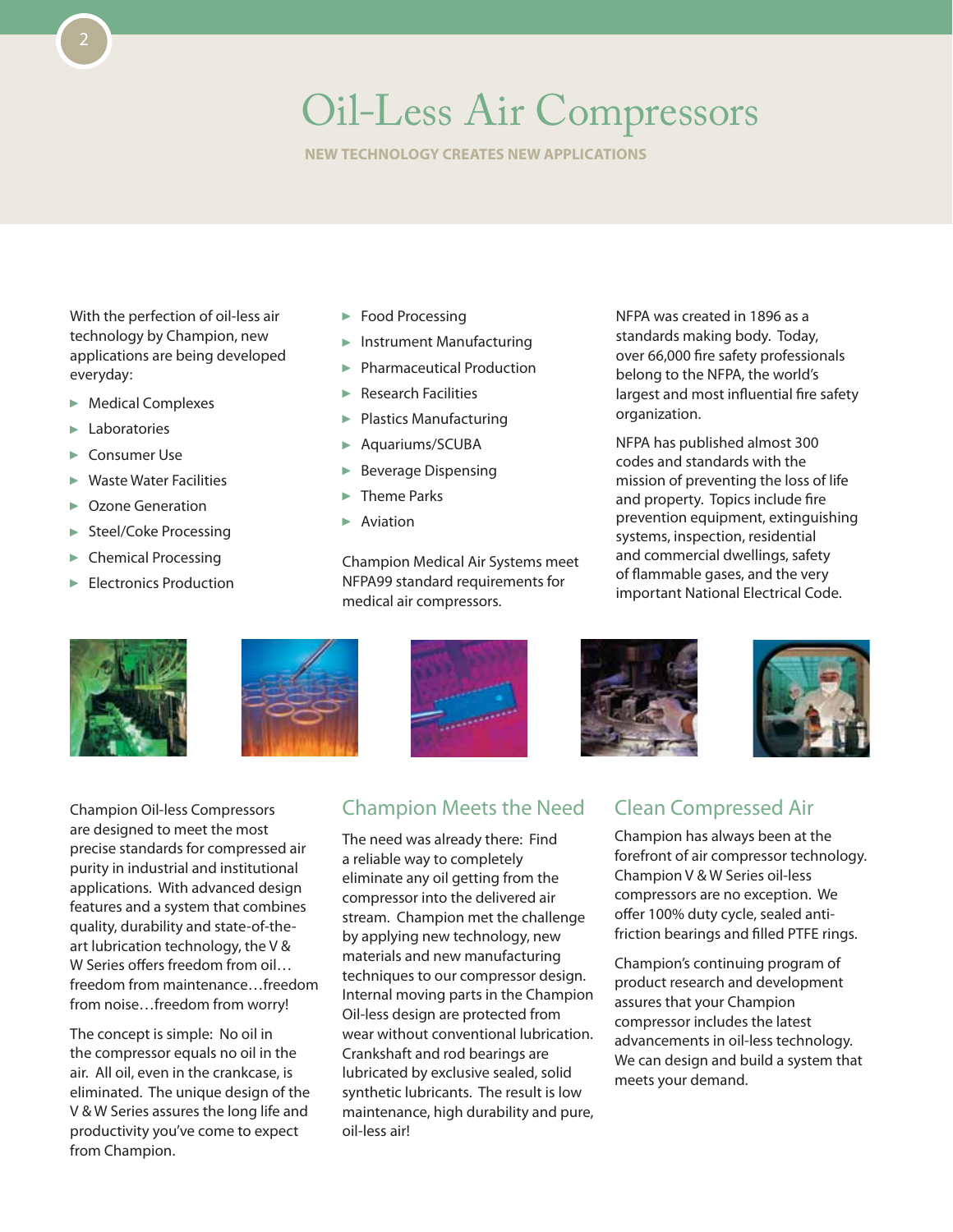# Oil-Less Air Compressors

NEW TECHNOLOGY CREATES NEW APPLICATIONS

With the perfection of oil-less air technology by Champion, new applications are being developed everyday:

- Medical Complexes
- Laboratories
- Consumer Use
- Waste Water Facilities
- Ozone Generation
- Steel/Coke Processing
- Chemical Processing
- Electronics Production
- Food Processing
- Instrument Manufacturing
- Pharmaceutical Production
- Research Facilities
- Plastics Manufacturing
- Aquariums/SCUBA
- Beverage Dispensing
- Theme Parks
- Aviation

Champion Medical Air Systems meet NFPA99 standard requirements for medical air compressors.

NFPA was created in 1896 as a standards making body. Today, over 66,000 fire safety professionals belong to the NFPA, the world's largest and most influential fire safety organization.

NFPA has published almost 300 codes and standards with the mission of preventing the loss of life and property. Topics include fire prevention equipment, extinguishing systems, inspection, residential and commercial dwellings, safety of flammable gases, and the very important National Electrical Code.

Champion Oil-less Compressors are designed to meet the most precise standards for compressed air purity in industrial and institutional applications. With advanced design features and a system that combines quality, durability and state-of-the-art lubrication technology, the V & W Series offers freedom from oil…freedom from maintenance…freedom from noise…freedom from worry!

The concept is simple: No oil in the compressor equals no oil in the air. All oil, even in the crankcase, is eliminated. The unique design of the V & W Series assures the long life and productivity you've come to expect from Champion.

## Champion Meets the Need

The need was already there: Find a reliable way to completely eliminate any oil getting from the compressor into the delivered air stream. Champion met the challenge by applying new technology, new materials and new manufacturing techniques to our compressor design. Internal moving parts in the Champion Oil-less design are protected from wear without conventional lubrication. Crankshaft and rod bearings are lubricated by exclusive sealed, solid synthetic lubricants. The result is low maintenance, high durability and pure, oil-less air!

## Clean Compressed Air

Champion has always been at the forefront of air compressor technology. Champion V & W Series oil-less compressors are no exception. We offer 100% duty cycle, sealed anti-friction bearings and filled PTFE rings.

Champion's continuing program of product research and development assures that your Champion compressor includes the latest advancements in oil-less technology. We can design and build a system that meets your demand.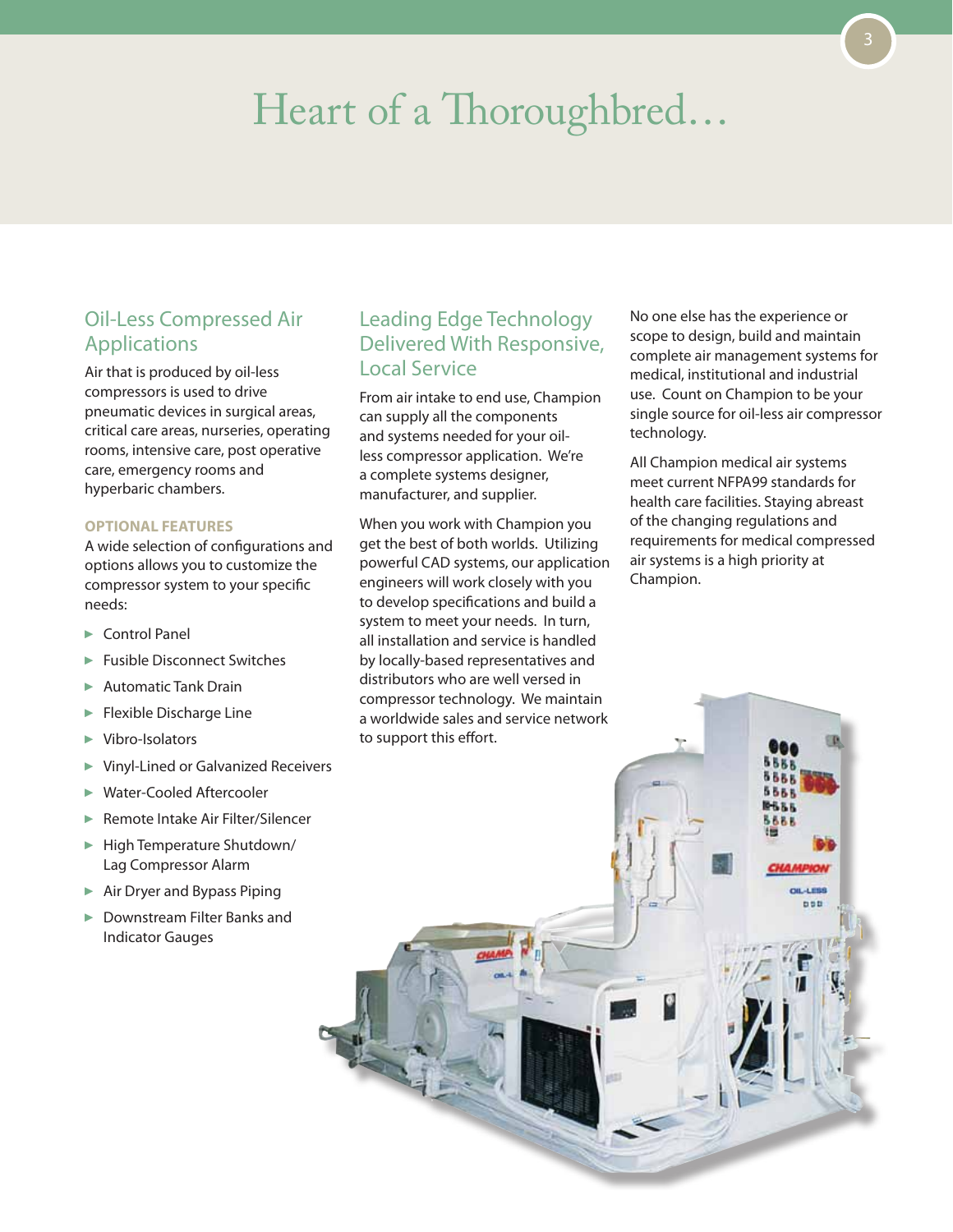# Heart of a Thoroughbred…

## Oil-Less Compressed Air Applications

Air that is produced by oil-less compressors is used to drive pneumatic devices in surgical areas, critical care areas, nurseries, operating rooms, intensive care, post operative care, emergency rooms and hyperbaric chambers.

### OPTIONAL FEATURES

A wide selection of configurations and options allows you to customize the compressor system to your specific needs:

- Control Panel
- Fusible Disconnect Switches
- Automatic Tank Drain
- Flexible Discharge Line
- Vibro-Isolators
- Vinyl-Lined or Galvanized Receivers
- Water-Cooled Aftercooler
- Remote Intake Air Filter/Silencer
- High Temperature Shutdown/ Lag Compressor Alarm
- Air Dryer and Bypass Piping
- Downstream Filter Banks and Indicator Gauges

## Leading Edge Technology Delivered With Responsive, Local Service

From air intake to end use, Champion can supply all the components and systems needed for your oil-less compressor application. We're a complete systems designer, manufacturer, and supplier.

When you work with Champion you get the best of both worlds. Utilizing powerful CAD systems, our application engineers will work closely with you to develop specifications and build a system to meet your needs. In turn, all installation and service is handled by locally-based representatives and distributors who are well versed in compressor technology. We maintain a worldwide sales and service network to support this effort.

No one else has the experience or scope to design, build and maintain complete air management systems for medical, institutional and industrial use. Count on Champion to be your single source for oil-less air compressor technology.

All Champion medical air systems meet current NFPA99 standards for health care facilities. Staying abreast of the changing regulations and requirements for medical compressed air systems is a high priority at Champion.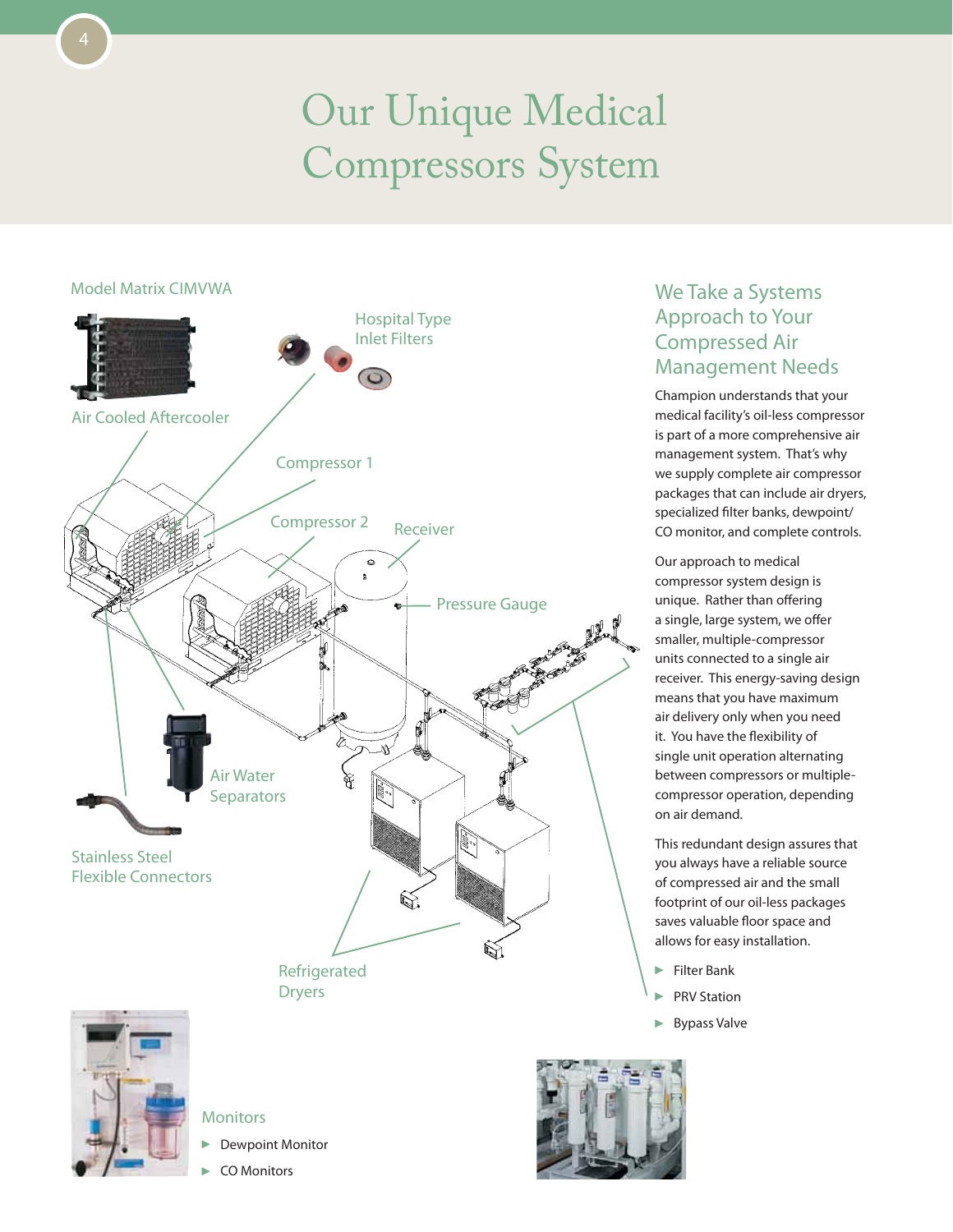# Our Unique Medical Compressors System

Model Matrix CIMVWA

Hospital Type Inlet Filters

Air Cooled Aftercooler

Compressor 1

Compressor 2

Receiver

Pressure Gauge

Air Water Separators

Stainless Steel Flexible Connectors

Refrigerated Dryers

Monitors

- Dewpoint Monitor
- CO Monitors

## We Take a Systems Approach to Your Compressed Air Management Needs

Champion understands that your medical facility's oil-less compressor is part of a more comprehensive air management system. That's why we supply complete air compressor packages that can include air dryers, specialized filter banks, dewpoint/CO monitor, and complete controls.

Our approach to medical compressor system design is unique. Rather than offering a single, large system, we offer smaller, multiple-compressor units connected to a single air receiver. This energy-saving design means that you have maximum air delivery only when you need it. You have the flexibility of single unit operation alternating between compressors or multiple-compressor operation, depending on air demand.

This redundant design assures that you always have a reliable source of compressed air and the small footprint of our oil-less packages saves valuable floor space and allows for easy installation.

- Filter Bank
- PRV Station
- Bypass Valve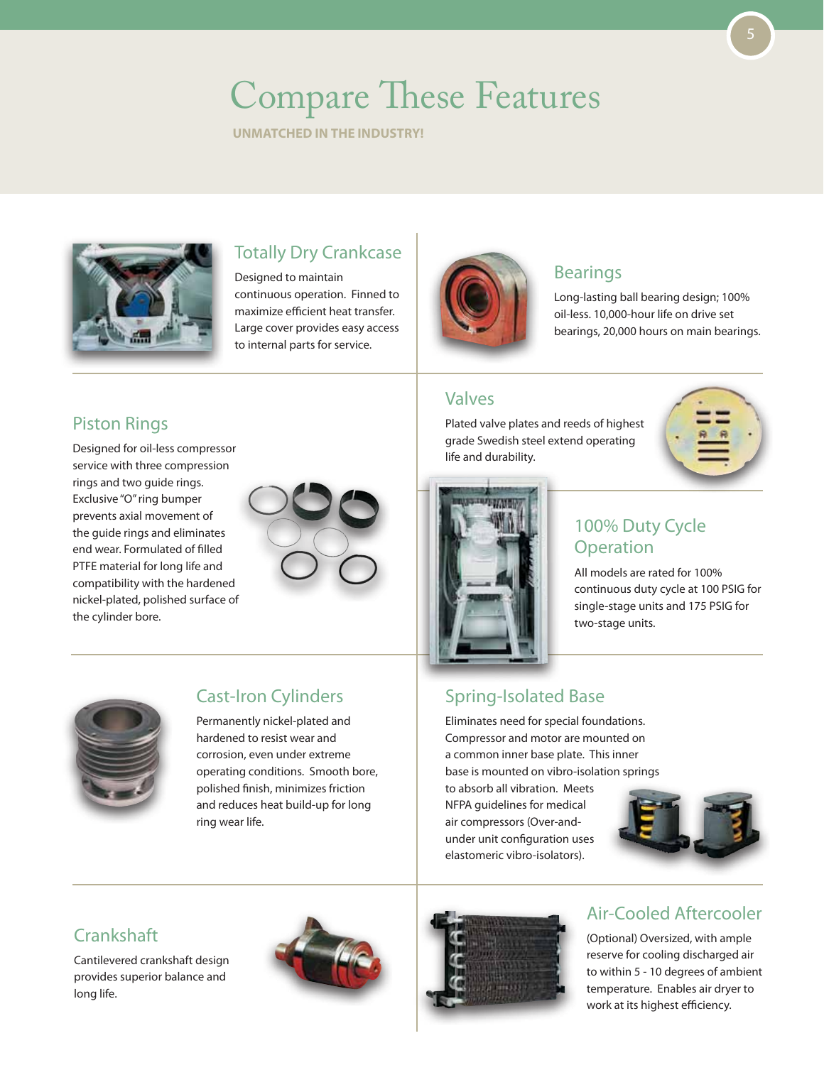# Compare These Features

**UNMATCHED IN THE INDUSTRY!**

## Totally Dry Crankcase

Designed to maintain continuous operation. Finned to maximize efficient heat transfer. Large cover provides easy access to internal parts for service.

## Bearings

Long-lasting ball bearing design; 100% oil-less. 10,000-hour life on drive set bearings, 20,000 hours on main bearings.

## Piston Rings

Designed for oil-less compressor service with three compression rings and two guide rings. Exclusive "O" ring bumper prevents axial movement of the guide rings and eliminates end wear. Formulated of filled PTFE material for long life and compatibility with the hardened nickel-plated, polished surface of the cylinder bore.

## Valves

Plated valve plates and reeds of highest grade Swedish steel extend operating life and durability.

## 100% Duty Cycle Operation

All models are rated for 100% continuous duty cycle at 100 PSIG for single-stage units and 175 PSIG for two-stage units.

## Cast-Iron Cylinders

Permanently nickel-plated and hardened to resist wear and corrosion, even under extreme operating conditions. Smooth bore, polished finish, minimizes friction and reduces heat build-up for long ring wear life.

## Spring-Isolated Base

Eliminates need for special foundations. Compressor and motor are mounted on a common inner base plate. This inner base is mounted on vibro-isolation springs to absorb all vibration. Meets NFPA guidelines for medical air compressors (Over-and-under unit configuration uses elastomeric vibro-isolators).

## Crankshaft

Cantilevered crankshaft design provides superior balance and long life.

## Air-Cooled Aftercooler

(Optional) Oversized, with ample reserve for cooling discharged air to within 5 - 10 degrees of ambient temperature. Enables air dryer to work at its highest efficiency.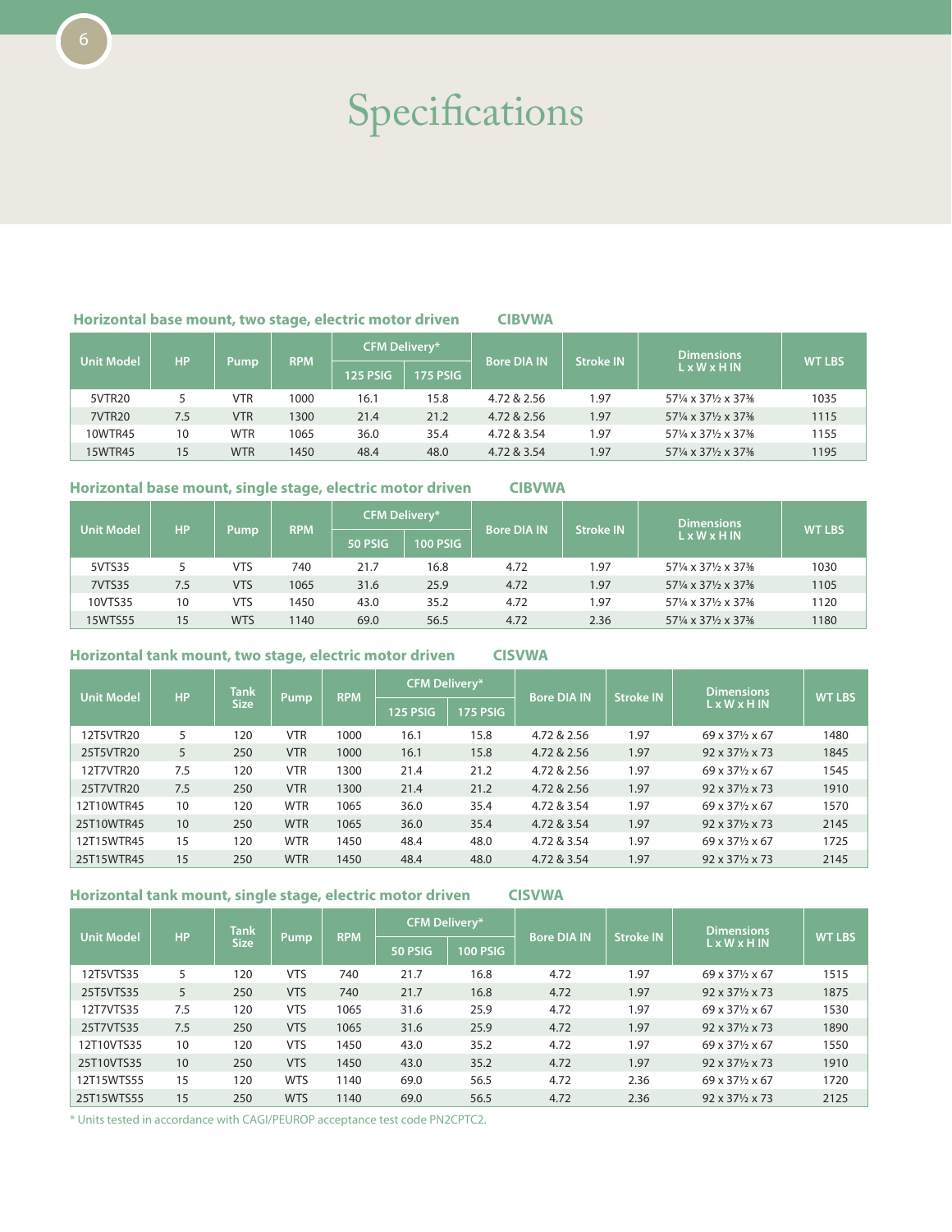# Specifications

### Horizontal base mount, two stage, electric motor driven CIBVWA

| Unit Model | HP | Pump | RPM | CFM Delivery* | | Bore DIA IN | Stroke IN | Dimensions L x W x H IN | WT LBS |
|---|---|---|---|---|---|---|---|---|---|
| | | | | 125 PSIG | 175 PSIG | | | | |
| 5VTR20 | 5 | VTR | 1000 | 16.1 | 15.8 | 4.72 & 2.56 | 1.97 | 57¼ x 37½ x 37⅜ | 1035 |
| 7VTR20 | 7.5 | VTR | 1300 | 21.4 | 21.2 | 4.72 & 2.56 | 1.97 | 57¼ x 37½ x 37⅜ | 1115 |
| 10WTR45 | 10 | WTR | 1065 | 36.0 | 35.4 | 4.72 & 3.54 | 1.97 | 57¼ x 37½ x 37⅜ | 1155 |
| 15WTR45 | 15 | WTR | 1450 | 48.4 | 48.0 | 4.72 & 3.54 | 1.97 | 57¼ x 37½ x 37⅜ | 1195 |

### Horizontal base mount, single stage, electric motor driven CIBVWA

| Unit Model | HP | Pump | RPM | CFM Delivery* | | Bore DIA IN | Stroke IN | Dimensions L x W x H IN | WT LBS |
|---|---|---|---|---|---|---|---|---|---|
| | | | | 50 PSIG | 100 PSIG | | | | |
| 5VTS35 | 5 | VTS | 740 | 21.7 | 16.8 | 4.72 | 1.97 | 57¼ x 37½ x 37⅜ | 1030 |
| 7VTS35 | 7.5 | VTS | 1065 | 31.6 | 25.9 | 4.72 | 1.97 | 57¼ x 37½ x 37⅜ | 1105 |
| 10VTS35 | 10 | VTS | 1450 | 43.0 | 35.2 | 4.72 | 1.97 | 57¼ x 37½ x 37⅜ | 1120 |
| 15WTS55 | 15 | WTS | 1140 | 69.0 | 56.5 | 4.72 | 2.36 | 57¼ x 37½ x 37⅜ | 1180 |

### Horizontal tank mount, two stage, electric motor driven CISVWA

| Unit Model | HP | Tank Size | Pump | RPM | CFM Delivery* | | Bore DIA IN | Stroke IN | Dimensions L x W x H IN | WT LBS |
|---|---|---|---|---|---|---|---|---|---|---|
| | | | | | 125 PSIG | 175 PSIG | | | | |
| 12T5VTR20 | 5 | 120 | VTR | 1000 | 16.1 | 15.8 | 4.72 & 2.56 | 1.97 | 69 x 37½ x 67 | 1480 |
| 25T5VTR20 | 5 | 250 | VTR | 1000 | 16.1 | 15.8 | 4.72 & 2.56 | 1.97 | 92 x 37½ x 73 | 1845 |
| 12T7VTR20 | 7.5 | 120 | VTR | 1300 | 21.4 | 21.2 | 4.72 & 2.56 | 1.97 | 69 x 37½ x 67 | 1545 |
| 25T7VTR20 | 7.5 | 250 | VTR | 1300 | 21.4 | 21.2 | 4.72 & 2.56 | 1.97 | 92 x 37½ x 73 | 1910 |
| 12T10WTR45 | 10 | 120 | WTR | 1065 | 36.0 | 35.4 | 4.72 & 3.54 | 1.97 | 69 x 37½ x 67 | 1570 |
| 25T10WTR45 | 10 | 250 | WTR | 1065 | 36.0 | 35.4 | 4.72 & 3.54 | 1.97 | 92 x 37½ x 73 | 2145 |
| 12T15WTR45 | 15 | 120 | WTR | 1450 | 48.4 | 48.0 | 4.72 & 3.54 | 1.97 | 69 x 37½ x 67 | 1725 |
| 25T15WTR45 | 15 | 250 | WTR | 1450 | 48.4 | 48.0 | 4.72 & 3.54 | 1.97 | 92 x 37½ x 73 | 2145 |

### Horizontal tank mount, single stage, electric motor driven CISVWA

| Unit Model | HP | Tank Size | Pump | RPM | CFM Delivery* | | Bore DIA IN | Stroke IN | Dimensions L x W x H IN | WT LBS |
|---|---|---|---|---|---|---|---|---|---|---|
| | | | | | 50 PSIG | 100 PSIG | | | | |
| 12T5VTS35 | 5 | 120 | VTS | 740 | 21.7 | 16.8 | 4.72 | 1.97 | 69 x 37½ x 67 | 1515 |
| 25T5VTS35 | 5 | 250 | VTS | 740 | 21.7 | 16.8 | 4.72 | 1.97 | 92 x 37½ x 73 | 1875 |
| 12T7VTS35 | 7.5 | 120 | VTS | 1065 | 31.6 | 25.9 | 4.72 | 1.97 | 69 x 37½ x 67 | 1530 |
| 25T7VTS35 | 7.5 | 250 | VTS | 1065 | 31.6 | 25.9 | 4.72 | 1.97 | 92 x 37½ x 73 | 1890 |
| 12T10VTS35 | 10 | 120 | VTS | 1450 | 43.0 | 35.2 | 4.72 | 1.97 | 69 x 37½ x 67 | 1550 |
| 25T10VTS35 | 10 | 250 | VTS | 1450 | 43.0 | 35.2 | 4.72 | 1.97 | 92 x 37½ x 73 | 1910 |
| 12T15WTS55 | 15 | 120 | WTS | 1140 | 69.0 | 56.5 | 4.72 | 2.36 | 69 x 37½ x 67 | 1720 |
| 25T15WTS55 | 15 | 250 | WTS | 1140 | 69.0 | 56.5 | 4.72 | 2.36 | 92 x 37½ x 73 | 2125 |

* Units tested in accordance with CAGI/PEUROP acceptance test code PN2CPTC2.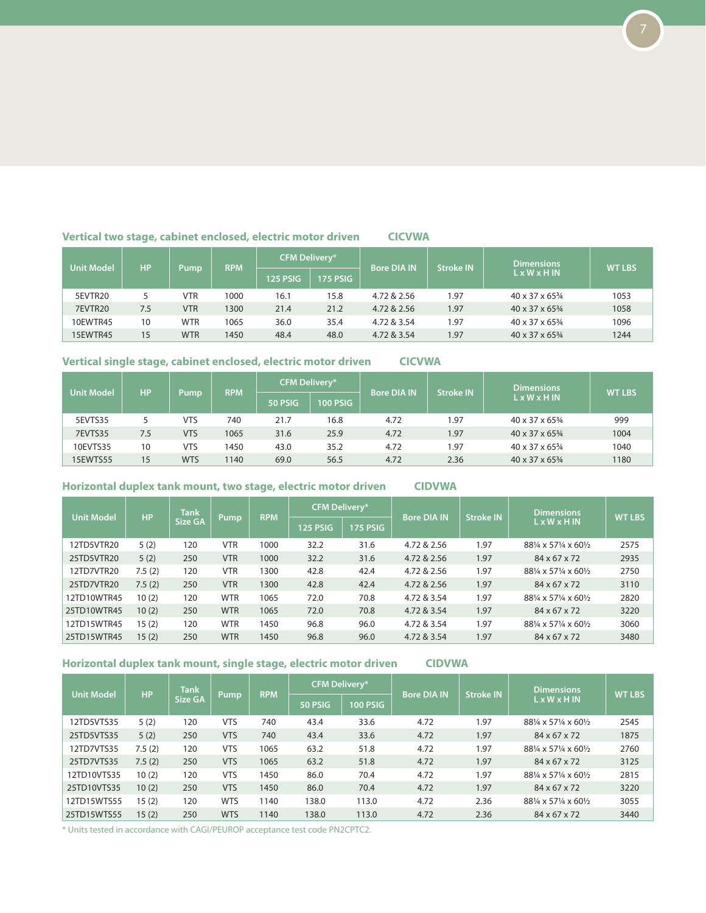### Vertical two stage, cabinet enclosed, electric motor driven CICVWA

| Unit Model | HP | Pump | RPM | CFM Delivery* | | Bore DIA IN | Stroke IN | Dimensions L x W x H IN | WT LBS |
|---|---|---|---|---|---|---|---|---|---|
| | | | | 125 PSIG | 175 PSIG | | | | |
| 5EVTR20 | 5 | VTR | 1000 | 16.1 | 15.8 | 4.72 & 2.56 | 1.97 | 40 x 37 x 65¾ | 1053 |
| 7EVTR20 | 7.5 | VTR | 1300 | 21.4 | 21.2 | 4.72 & 2.56 | 1.97 | 40 x 37 x 65¾ | 1058 |
| 10EWTR45 | 10 | WTR | 1065 | 36.0 | 35.4 | 4.72 & 3.54 | 1.97 | 40 x 37 x 65¾ | 1096 |
| 15EWTR45 | 15 | WTR | 1450 | 48.4 | 48.0 | 4.72 & 3.54 | 1.97 | 40 x 37 x 65¾ | 1244 |

### Vertical single stage, cabinet enclosed, electric motor driven CICVWA

| Unit Model | HP | Pump | RPM | CFM Delivery* | | Bore DIA IN | Stroke IN | Dimensions L x W x H IN | WT LBS |
|---|---|---|---|---|---|---|---|---|---|
| | | | | 50 PSIG | 100 PSIG | | | | |
| 5EVTS35 | 5 | VTS | 740 | 21.7 | 16.8 | 4.72 | 1.97 | 40 x 37 x 65¾ | 999 |
| 7EVTS35 | 7.5 | VTS | 1065 | 31.6 | 25.9 | 4.72 | 1.97 | 40 x 37 x 65¾ | 1004 |
| 10EVTS35 | 10 | VTS | 1450 | 43.0 | 35.2 | 4.72 | 1.97 | 40 x 37 x 65¾ | 1040 |
| 15EWTS55 | 15 | WTS | 1140 | 69.0 | 56.5 | 4.72 | 2.36 | 40 x 37 x 65¾ | 1180 |

### Horizontal duplex tank mount, two stage, electric motor driven CIDVWA

| Unit Model | HP | Tank Size GA | Pump | RPM | CFM Delivery* | | Bore DIA IN | Stroke IN | Dimensions L x W x H IN | WT LBS |
|---|---|---|---|---|---|---|---|---|---|---|
| | | | | | 125 PSIG | 175 PSIG | | | | |
| 12TD5VTR20 | 5 (2) | 120 | VTR | 1000 | 32.2 | 31.6 | 4.72 & 2.56 | 1.97 | 88¼ x 57¼ x 60½ | 2575 |
| 25TD5VTR20 | 5 (2) | 250 | VTR | 1000 | 32.2 | 31.6 | 4.72 & 2.56 | 1.97 | 84 x 67 x 72 | 2935 |
| 12TD7VTR20 | 7.5 (2) | 120 | VTR | 1300 | 42.8 | 42.4 | 4.72 & 2.56 | 1.97 | 88¼ x 57¼ x 60½ | 2750 |
| 25TD7VTR20 | 7.5 (2) | 250 | VTR | 1300 | 42.8 | 42.4 | 4.72 & 2.56 | 1.97 | 84 x 67 x 72 | 3110 |
| 12TD10WTR45 | 10 (2) | 120 | WTR | 1065 | 72.0 | 70.8 | 4.72 & 3.54 | 1.97 | 88¼ x 57¼ x 60½ | 2820 |
| 25TD10WTR45 | 10 (2) | 250 | WTR | 1065 | 72.0 | 70.8 | 4.72 & 3.54 | 1.97 | 84 x 67 x 72 | 3220 |
| 12TD15WTR45 | 15 (2) | 120 | WTR | 1450 | 96.8 | 96.0 | 4.72 & 3.54 | 1.97 | 88¼ x 57¼ x 60½ | 3060 |
| 25TD15WTR45 | 15 (2) | 250 | WTR | 1450 | 96.8 | 96.0 | 4.72 & 3.54 | 1.97 | 84 x 67 x 72 | 3480 |

### Horizontal duplex tank mount, single stage, electric motor driven CIDVWA

| Unit Model | HP | Tank Size GA | Pump | RPM | CFM Delivery* | | Bore DIA IN | Stroke IN | Dimensions L x W x H IN | WT LBS |
|---|---|---|---|---|---|---|---|---|---|---|
| | | | | | 50 PSIG | 100 PSIG | | | | |
| 12TD5VTS35 | 5 (2) | 120 | VTS | 740 | 43.4 | 33.6 | 4.72 | 1.97 | 88¼ x 57¼ x 60½ | 2545 |
| 25TD5VTS35 | 5 (2) | 250 | VTS | 740 | 43.4 | 33.6 | 4.72 | 1.97 | 84 x 67 x 72 | 1875 |
| 12TD7VTS35 | 7.5 (2) | 120 | VTS | 1065 | 63.2 | 51.8 | 4.72 | 1.97 | 88¼ x 57¼ x 60½ | 2760 |
| 25TD7VTS35 | 7.5 (2) | 250 | VTS | 1065 | 63.2 | 51.8 | 4.72 | 1.97 | 84 x 67 x 72 | 3125 |
| 12TD10VTS35 | 10 (2) | 120 | VTS | 1450 | 86.0 | 70.4 | 4.72 | 1.97 | 88¼ x 57¼ x 60½ | 2815 |
| 25TD10VTS35 | 10 (2) | 250 | VTS | 1450 | 86.0 | 70.4 | 4.72 | 1.97 | 84 x 67 x 72 | 3220 |
| 12TD15WTS55 | 15 (2) | 120 | WTS | 1140 | 138.0 | 113.0 | 4.72 | 2.36 | 88¼ x 57¼ x 60½ | 3055 |
| 25TD15WTS55 | 15 (2) | 250 | WTS | 1140 | 138.0 | 113.0 | 4.72 | 2.36 | 84 x 67 x 72 | 3440 |

* Units tested in accordance with CAGI/PEUROP acceptance test code PN2CPTC2.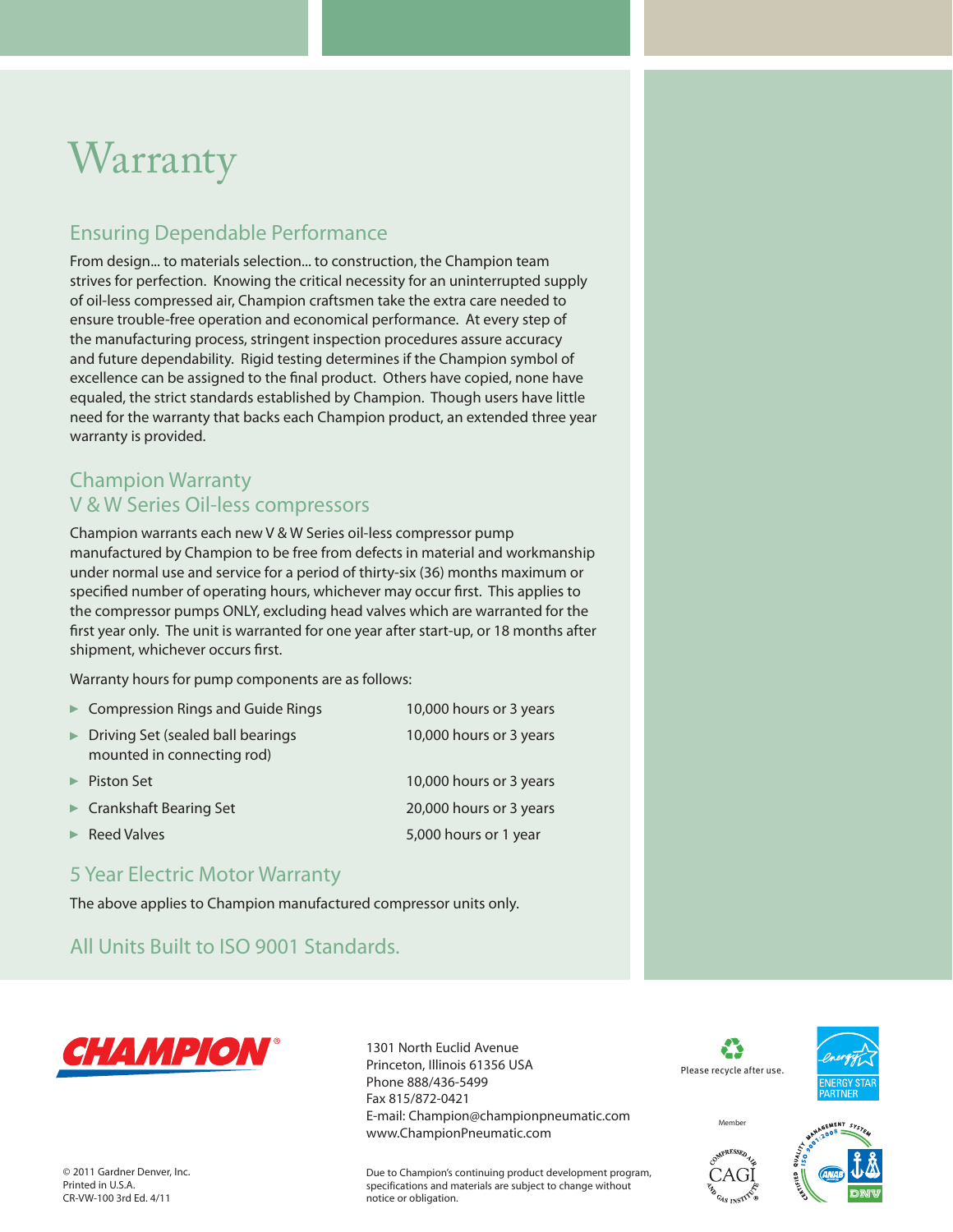# Warranty

## Ensuring Dependable Performance

From design... to materials selection... to construction, the Champion team strives for perfection. Knowing the critical necessity for an uninterrupted supply of oil-less compressed air, Champion craftsmen take the extra care needed to ensure trouble-free operation and economical performance. At every step of the manufacturing process, stringent inspection procedures assure accuracy and future dependability. Rigid testing determines if the Champion symbol of excellence can be assigned to the final product. Others have copied, none have equaled, the strict standards established by Champion. Though users have little need for the warranty that backs each Champion product, an extended three year warranty is provided.

## Champion Warranty
## V & W Series Oil-less compressors

Champion warrants each new V & W Series oil-less compressor pump manufactured by Champion to be free from defects in material and workmanship under normal use and service for a period of thirty-six (36) months maximum or specified number of operating hours, whichever may occur first. This applies to the compressor pumps ONLY, excluding head valves which are warranted for the first year only. The unit is warranted for one year after start-up, or 18 months after shipment, whichever occurs first.

Warranty hours for pump components are as follows:

| | |
|---|---|
| ▶ Compression Rings and Guide Rings | 10,000 hours or 3 years |
| ▶ Driving Set (sealed ball bearings mounted in connecting rod) | 10,000 hours or 3 years |
| ▶ Piston Set | 10,000 hours or 3 years |
| ▶ Crankshaft Bearing Set | 20,000 hours or 3 years |
| ▶ Reed Valves | 5,000 hours or 1 year |

## 5 Year Electric Motor Warranty

The above applies to Champion manufactured compressor units only.

## All Units Built to ISO 9001 Standards.

CHAMPION®

1301 North Euclid Avenue
Princeton, Illinois 61356 USA
Phone 888/436-5499
Fax 815/872-0421
E-mail: Champion@championpneumatic.com
www.ChampionPneumatic.com

Please recycle after use.

ENERGY STAR PARTNER

Member

CAGI — Compressed Air and Gas Institute

Certified Quality Management System ISO 9001:2008 — ANAB — DNV

© 2011 Gardner Denver, Inc.
Printed in U.S.A.
CR-VW-100 3rd Ed. 4/11

Due to Champion's continuing product development program, specifications and materials are subject to change without notice or obligation.